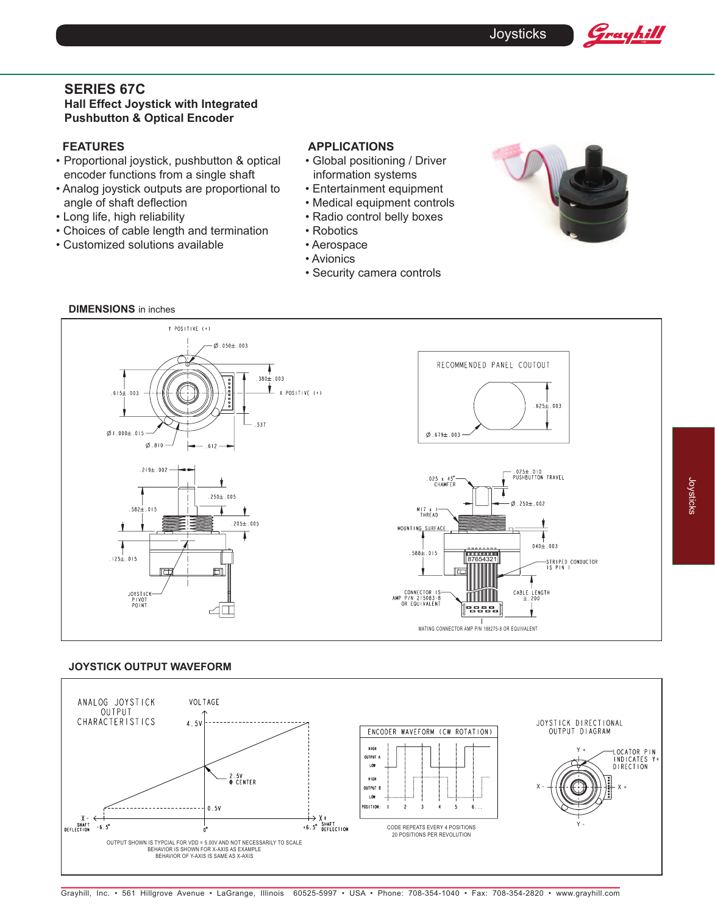# SERIES 67C

**Hall Effect Joystick with Integrated Pushbutton & Optical Encoder**

## FEATURES

- Proportional joystick, pushbutton & optical encoder functions from a single shaft
- Analog joystick outputs are proportional to angle of shaft deflection
- Long life, high reliability
- Choices of cable length and termination
- Customized solutions available

## APPLICATIONS

- Global positioning / Driver information systems
- Entertainment equipment
- Medical equipment controls
- Radio control belly boxes
- Robotics
- Aerospace
- Avionics
- Security camera controls

## DIMENSIONS in inches

Y POSITIVE (+)

Ø .050±.003

.380±.003

X POSITIVE (+)

.615±.003

.537

Ø 1.000±.015

Ø .810

.612

RECOMMENDED PANEL COUTOUT

.625±.003

Ø .679±.003

.219±.002

.250±.005

.582±.015

.205±.005

.125±.015

JOYSTICK PIVOT POINT

.025 x 45° CHAMFER

.025±.010 PUSHBUTTON TRAVEL

Ø .250±.002

M17 x 1 THREAD

MOUNTING SURFACE

.040±.003

.588±.015

87654321

STRIPED CONDUCTOR IS PIN 1

CONNECTOR IS AMP P/N 215083-8 OR EQUIVALENT

CABLE LENGTH ±.200

MATING CONNECTOR AMP P/N 188275-8 OR EQUIVALENT

## JOYSTICK OUTPUT WAVEFORM

ANALOG JOYSTICK OUTPUT CHARACTERISTICS

VOLTAGE

4.5V

2.5V @ CENTER

0.5V

X - SHAFT DEFLECTION -6.5°

0°

+6.5° X + SHAFT DEFLECTION

OUTPUT SHOWN IS TYPCIAL FOR VDD = 5.00V AND NOT NECESSARILY TO SCALE
BEHAVIOR IS SHOWN FOR X-AXIS AS EXAMPLE
BEHAVIOR OF Y-AXIS IS SAME AS X-AXIS

ENCODER WAVEFORM (CW ROTATION)

HIGH OUTPUT A LOW

HIGH OUTPUT B LOW

POSITION: 1 2 3 4 5 6...

CODE REPEATS EVERY 4 POSITIONS
20 POSITIONS PER REVOLUTION

JOYSTICK DIRECTIONAL OUTPUT DIAGRAM

Y +

LOCATOR PIN INDICATES Y+ DIRECTION

X -

X +

Y -

Grayhill, Inc. • 561 Hillgrove Avenue • LaGrange, Illinois 60525-5997 • USA • Phone: 708-354-1040 • Fax: 708-354-2820 • www.grayhill.com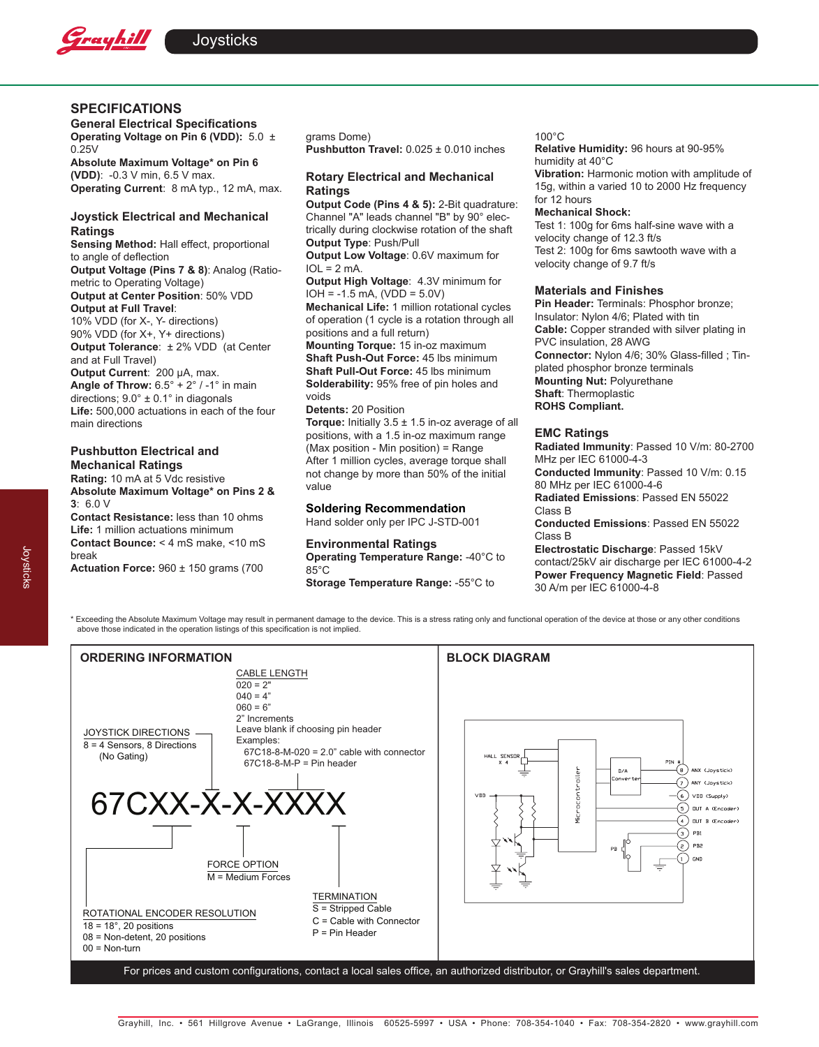## SPECIFICATIONS

### General Electrical Specifications

**Operating Voltage on Pin 6 (VDD):** 5.0 ± 0.25V
**Absolute Maximum Voltage* on Pin 6 (VDD)**: -0.3 V min, 6.5 V max.
**Operating Current**: 8 mA typ., 12 mA, max.

### Joystick Electrical and Mechanical Ratings

**Sensing Method:** Hall effect, proportional to angle of deflection
**Output Voltage (Pins 7 & 8)**: Analog (Ratio-metric to Operating Voltage)
**Output at Center Position**: 50% VDD
**Output at Full Travel**:
10% VDD (for X-, Y- directions)
90% VDD (for X+, Y+ directions)
**Output Tolerance**: ± 2% VDD (at Center and at Full Travel)
**Output Current**: 200 µA, max.
**Angle of Throw:** 6.5° + 2° / -1° in main directions; 9.0° ± 0.1° in diagonals
**Life:** 500,000 actuations in each of the four main directions

### Pushbutton Electrical and Mechanical Ratings

**Rating:** 10 mA at 5 Vdc resistive
**Absolute Maximum Voltage* on Pins 2 & 3**: 6.0 V
**Contact Resistance:** less than 10 ohms
**Life:** 1 million actuations minimum
**Contact Bounce:** < 4 mS make, <10 mS break
**Actuation Force:** 960 ± 150 grams (700 grams Dome)
**Pushbutton Travel:** 0.025 ± 0.010 inches

### Rotary Electrical and Mechanical Ratings

**Output Code (Pins 4 & 5):** 2-Bit quadrature: Channel "A" leads channel "B" by 90° electrically during clockwise rotation of the shaft
**Output Type**: Push/Pull
**Output Low Voltage**: 0.6V maximum for IOL = 2 mA.
**Output High Voltage**: 4.3V minimum for IOH = -1.5 mA, (VDD = 5.0V)
**Mechanical Life:** 1 million rotational cycles of operation (1 cycle is a rotation through all positions and a full return)
**Mounting Torque:** 15 in-oz maximum
**Shaft Push-Out Force:** 45 lbs minimum
**Shaft Pull-Out Force:** 45 lbs minimum
**Solderability:** 95% free of pin holes and voids
**Detents:** 20 Position
**Torque:** Initially 3.5 ± 1.5 in-oz average of all positions, with a 1.5 in-oz maximum range (Max position - Min position) = Range
After 1 million cycles, average torque shall not change by more than 50% of the initial value

### Soldering Recommendation

Hand solder only per IPC J-STD-001

### Environmental Ratings

**Operating Temperature Range:** -40°C to 85°C
**Storage Temperature Range:** -55°C to 100°C
**Relative Humidity:** 96 hours at 90-95% humidity at 40°C
**Vibration:** Harmonic motion with amplitude of 15g, within a varied 10 to 2000 Hz frequency for 12 hours
**Mechanical Shock:**
Test 1: 100g for 6ms half-sine wave with a velocity change of 12.3 ft/s
Test 2: 100g for 6ms sawtooth wave with a velocity change of 9.7 ft/s

### Materials and Finishes

**Pin Header:** Terminals: Phosphor bronze; Insulator: Nylon 4/6; Plated with tin
**Cable:** Copper stranded with silver plating in PVC insulation, 28 AWG
**Connector:** Nylon 4/6; 30% Glass-filled ; Tin-plated phosphor bronze terminals
**Mounting Nut:** Polyurethane
**Shaft**: Thermoplastic
**ROHS Compliant.**

### EMC Ratings

**Radiated Immunity**: Passed 10 V/m: 80-2700 MHz per IEC 61000-4-3
**Conducted Immunity**: Passed 10 V/m: 0.15 80 MHz per IEC 61000-4-6
**Radiated Emissions**: Passed EN 55022 Class B
**Conducted Emissions**: Passed EN 55022 Class B
**Electrostatic Discharge**: Passed 15kV contact/25kV air discharge per IEC 61000-4-2
**Power Frequency Magnetic Field**: Passed 30 A/m per IEC 61000-4-8

* Exceeding the Absolute Maximum Voltage may result in permanent damage to the device. This is a stress rating only and functional operation of the device at those or any other conditions above those indicated in the operation listings of this specification is not implied.

## ORDERING INFORMATION

**67CXX-X-X-XXXX**

JOYSTICK DIRECTIONS
8 = 4 Sensors, 8 Directions (No Gating)

CABLE LENGTH
020 = 2"
040 = 4"
060 = 6"
2" Increments
Leave blank if choosing pin header
Examples:
67C18-8-M-020 = 2.0" cable with connector
67C18-8-M-P = Pin header

FORCE OPTION
M = Medium Forces

TERMINATION
S = Stripped Cable
C = Cable with Connector
P = Pin Header

ROTATIONAL ENCODER RESOLUTION
18 = 18°, 20 positions
08 = Non-detent, 20 positions
00 = Non-turn

## BLOCK DIAGRAM

HALL SENSOR X 4
VDD
Microcontroller
D/A Converter
PB
PIN #
8 ANX (Joystick)
7 ANY (Joystick)
6 VDD (Supply)
5 OUT A (Encoder)
4 OUT B (Encoder)
3 PB1
2 PB2
1 GND

For prices and custom configurations, contact a local sales office, an authorized distributor, or Grayhill's sales department.